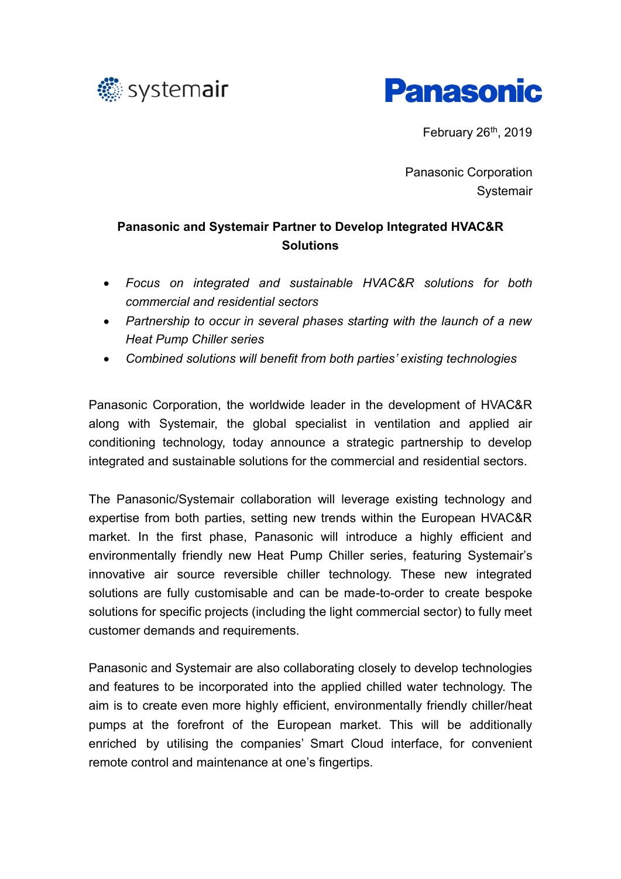February 26th, 2019

Panasonic Corporation
Systemair

## Panasonic and Systemair Partner to Develop Integrated HVAC&R Solutions

- *Focus on integrated and sustainable HVAC&R solutions for both commercial and residential sectors*
- *Partnership to occur in several phases starting with the launch of a new Heat Pump Chiller series*
- *Combined solutions will benefit from both parties' existing technologies*

Panasonic Corporation, the worldwide leader in the development of HVAC&R along with Systemair, the global specialist in ventilation and applied air conditioning technology, today announce a strategic partnership to develop integrated and sustainable solutions for the commercial and residential sectors.

The Panasonic/Systemair collaboration will leverage existing technology and expertise from both parties, setting new trends within the European HVAC&R market. In the first phase, Panasonic will introduce a highly efficient and environmentally friendly new Heat Pump Chiller series, featuring Systemair's innovative air source reversible chiller technology. These new integrated solutions are fully customisable and can be made-to-order to create bespoke solutions for specific projects (including the light commercial sector) to fully meet customer demands and requirements.

Panasonic and Systemair are also collaborating closely to develop technologies and features to be incorporated into the applied chilled water technology. The aim is to create even more highly efficient, environmentally friendly chiller/heat pumps at the forefront of the European market. This will be additionally enriched by utilising the companies' Smart Cloud interface, for convenient remote control and maintenance at one's fingertips.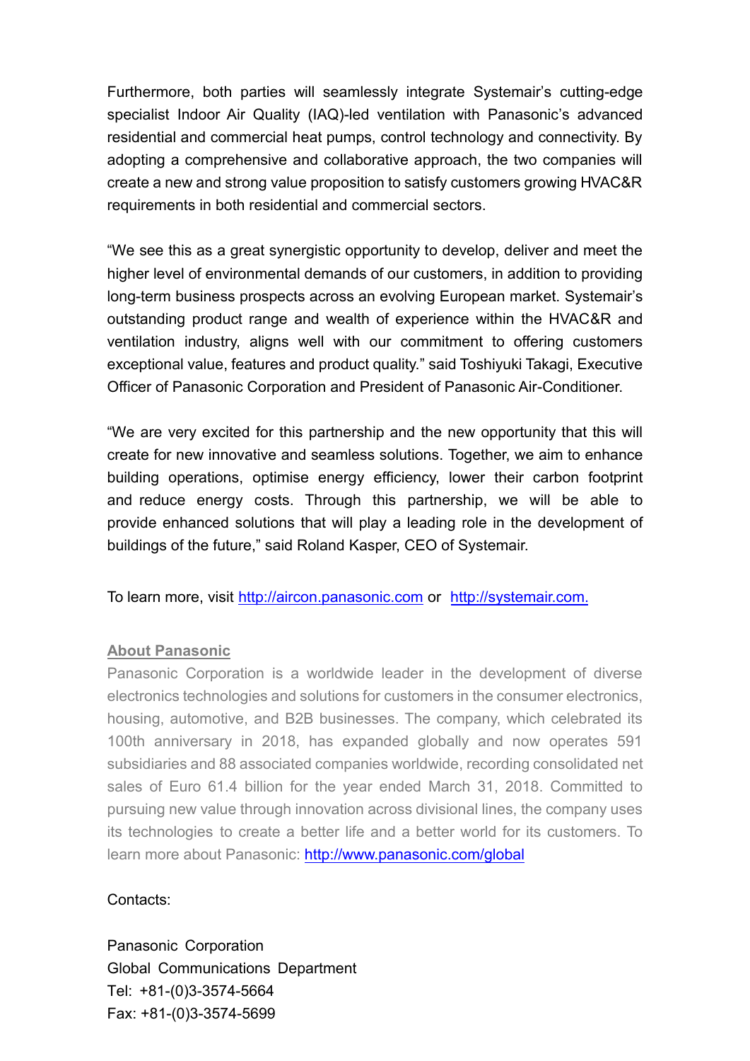Furthermore, both parties will seamlessly integrate Systemair's cutting-edge specialist Indoor Air Quality (IAQ)-led ventilation with Panasonic's advanced residential and commercial heat pumps, control technology and connectivity. By adopting a comprehensive and collaborative approach, the two companies will create a new and strong value proposition to satisfy customers growing HVAC&R requirements in both residential and commercial sectors.

"We see this as a great synergistic opportunity to develop, deliver and meet the higher level of environmental demands of our customers, in addition to providing long-term business prospects across an evolving European market. Systemair's outstanding product range and wealth of experience within the HVAC&R and ventilation industry, aligns well with our commitment to offering customers exceptional value, features and product quality." said Toshiyuki Takagi, Executive Officer of Panasonic Corporation and President of Panasonic Air-Conditioner.

"We are very excited for this partnership and the new opportunity that this will create for new innovative and seamless solutions. Together, we aim to enhance building operations, optimise energy efficiency, lower their carbon footprint and reduce energy costs. Through this partnership, we will be able to provide enhanced solutions that will play a leading role in the development of buildings of the future," said Roland Kasper, CEO of Systemair.

To learn more, visit [http://aircon.panasonic.com](http://aircon.panasonic.com) or [http://systemair.com.](http://systemair.com)

**About Panasonic**

Panasonic Corporation is a worldwide leader in the development of diverse electronics technologies and solutions for customers in the consumer electronics, housing, automotive, and B2B businesses. The company, which celebrated its 100th anniversary in 2018, has expanded globally and now operates 591 subsidiaries and 88 associated companies worldwide, recording consolidated net sales of Euro 61.4 billion for the year ended March 31, 2018. Committed to pursuing new value through innovation across divisional lines, the company uses its technologies to create a better life and a better world for its customers. To learn more about Panasonic: [http://www.panasonic.com/global](http://www.panasonic.com/global)

Contacts:

Panasonic Corporation
Global Communications Department
Tel: +81-(0)3-3574-5664
Fax: +81-(0)3-3574-5699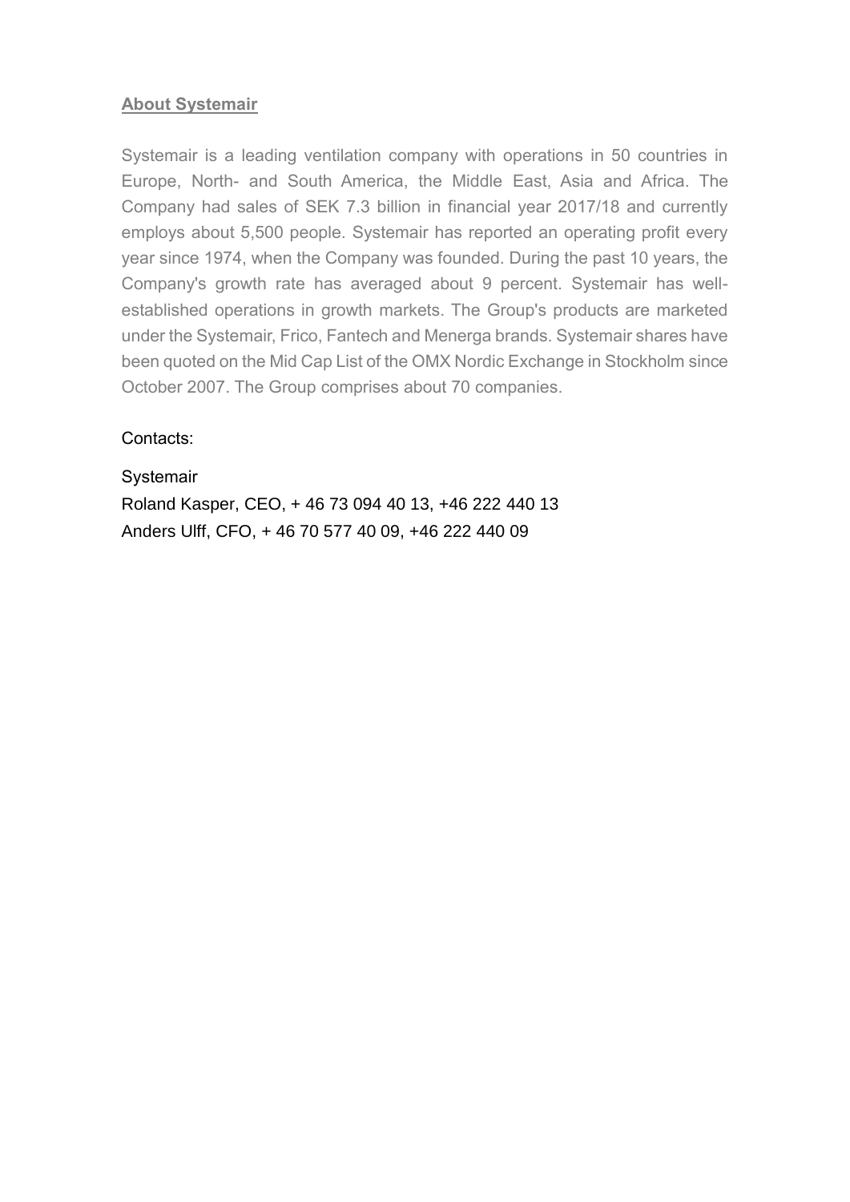**About Systemair**

Systemair is a leading ventilation company with operations in 50 countries in Europe, North- and South America, the Middle East, Asia and Africa. The Company had sales of SEK 7.3 billion in financial year 2017/18 and currently employs about 5,500 people. Systemair has reported an operating profit every year since 1974, when the Company was founded. During the past 10 years, the Company's growth rate has averaged about 9 percent. Systemair has well-established operations in growth markets. The Group's products are marketed under the Systemair, Frico, Fantech and Menerga brands. Systemair shares have been quoted on the Mid Cap List of the OMX Nordic Exchange in Stockholm since October 2007. The Group comprises about 70 companies.

Contacts:

Systemair
Roland Kasper, CEO, + 46 73 094 40 13, +46 222 440 13
Anders Ulff, CFO, + 46 70 577 40 09, +46 222 440 09